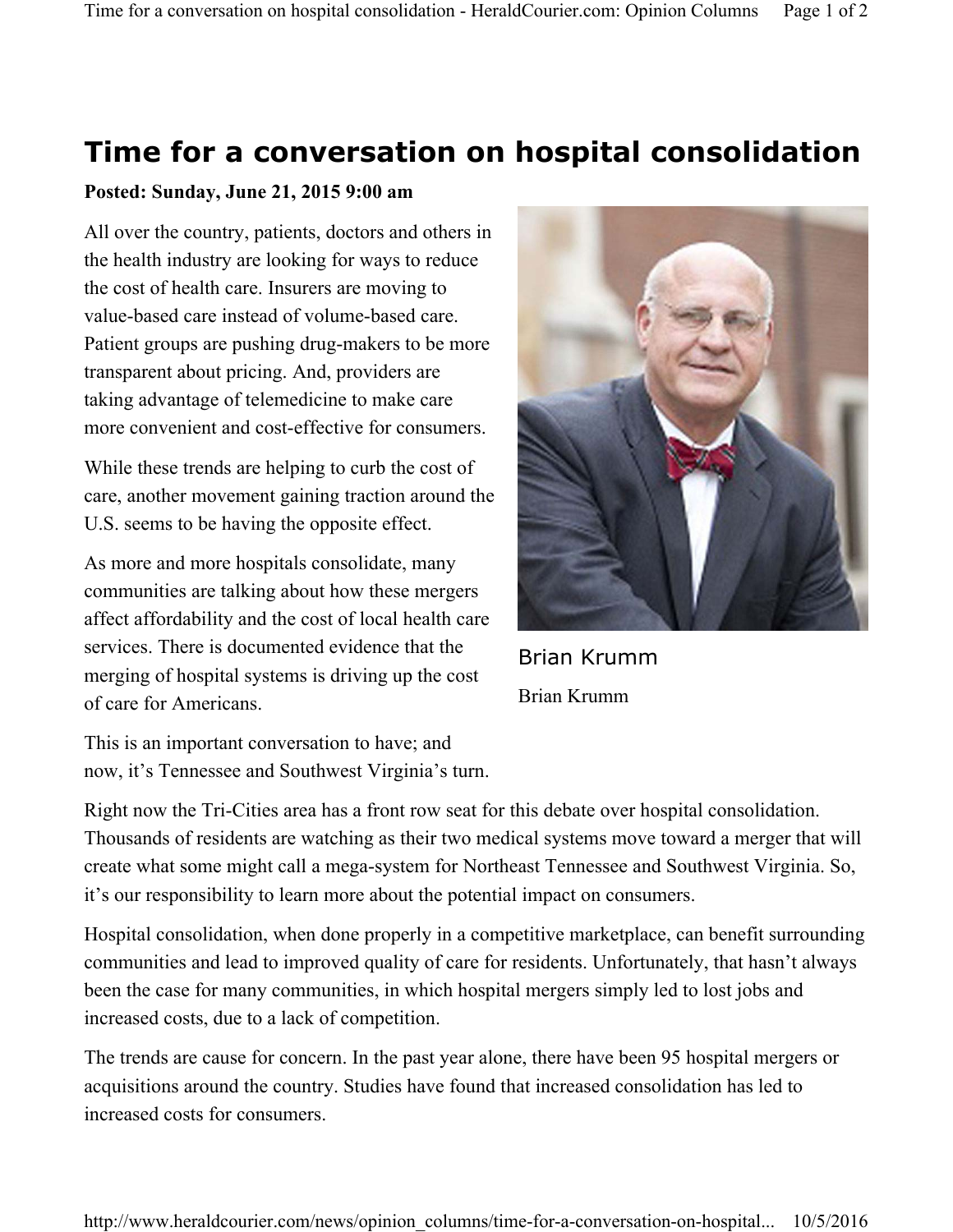# Time for a conversation on hospital consolidation

**Posted: Sunday, June 21, 2015 9:00 am**

All over the country, patients, doctors and others in the health industry are looking for ways to reduce the cost of health care. Insurers are moving to value-based care instead of volume-based care. Patient groups are pushing drug-makers to be more transparent about pricing. And, providers are taking advantage of telemedicine to make care more convenient and cost-effective for consumers.

While these trends are helping to curb the cost of care, another movement gaining traction around the U.S. seems to be having the opposite effect.

As more and more hospitals consolidate, many communities are talking about how these mergers affect affordability and the cost of local health care services. There is documented evidence that the merging of hospital systems is driving up the cost of care for Americans.

Brian Krumm

Brian Krumm

This is an important conversation to have; and now, it's Tennessee and Southwest Virginia's turn.

Right now the Tri-Cities area has a front row seat for this debate over hospital consolidation. Thousands of residents are watching as their two medical systems move toward a merger that will create what some might call a mega-system for Northeast Tennessee and Southwest Virginia. So, it's our responsibility to learn more about the potential impact on consumers.

Hospital consolidation, when done properly in a competitive marketplace, can benefit surrounding communities and lead to improved quality of care for residents. Unfortunately, that hasn't always been the case for many communities, in which hospital mergers simply led to lost jobs and increased costs, due to a lack of competition.

The trends are cause for concern. In the past year alone, there have been 95 hospital mergers or acquisitions around the country. Studies have found that increased consolidation has led to increased costs for consumers.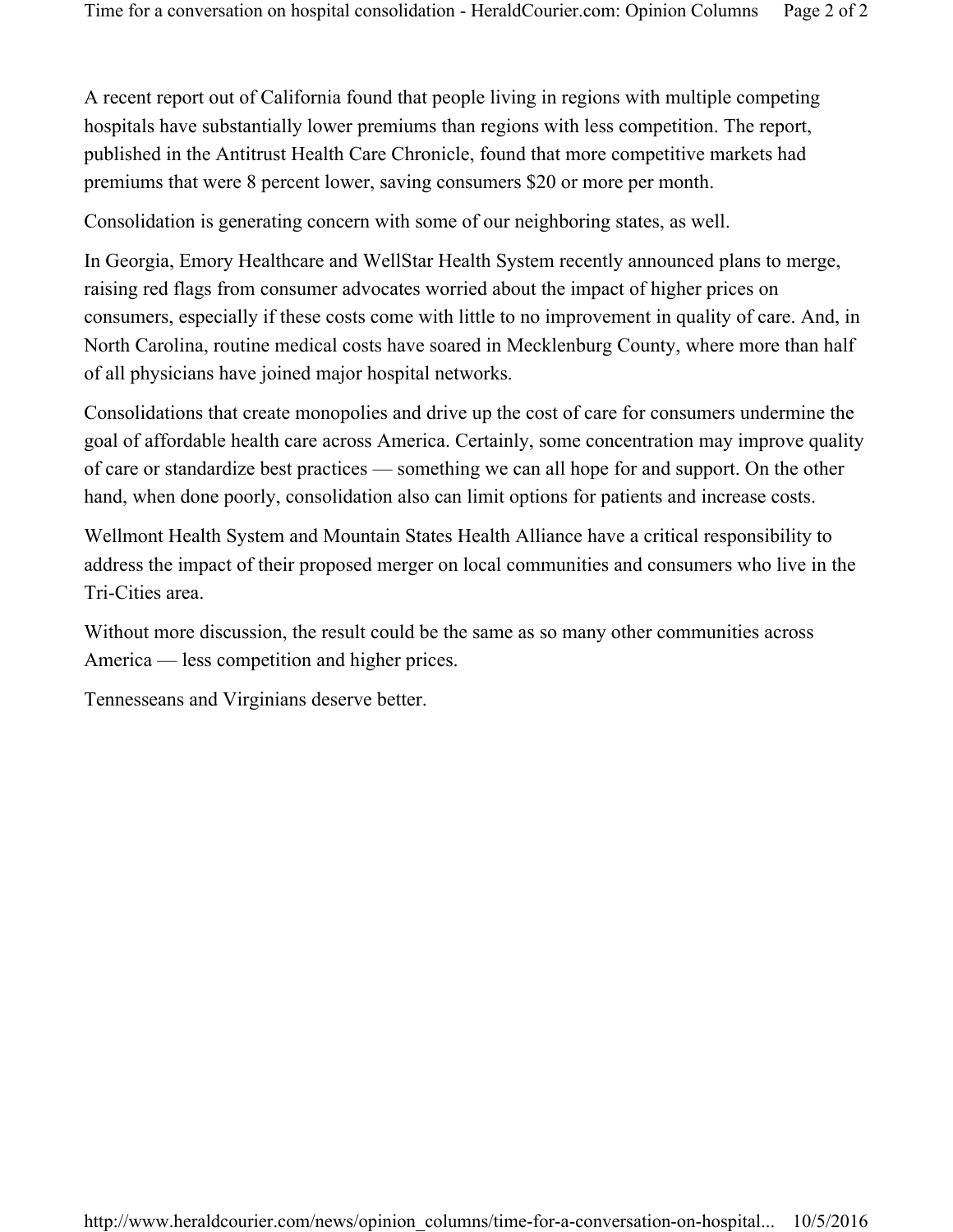A recent report out of California found that people living in regions with multiple competing hospitals have substantially lower premiums than regions with less competition. The report, published in the Antitrust Health Care Chronicle, found that more competitive markets had premiums that were 8 percent lower, saving consumers $20 or more per month.

Consolidation is generating concern with some of our neighboring states, as well.

In Georgia, Emory Healthcare and WellStar Health System recently announced plans to merge, raising red flags from consumer advocates worried about the impact of higher prices on consumers, especially if these costs come with little to no improvement in quality of care. And, in North Carolina, routine medical costs have soared in Mecklenburg County, where more than half of all physicians have joined major hospital networks.

Consolidations that create monopolies and drive up the cost of care for consumers undermine the goal of affordable health care across America. Certainly, some concentration may improve quality of care or standardize best practices — something we can all hope for and support. On the other hand, when done poorly, consolidation also can limit options for patients and increase costs.

Wellmont Health System and Mountain States Health Alliance have a critical responsibility to address the impact of their proposed merger on local communities and consumers who live in the Tri-Cities area.

Without more discussion, the result could be the same as so many other communities across America — less competition and higher prices.

Tennesseans and Virginians deserve better.